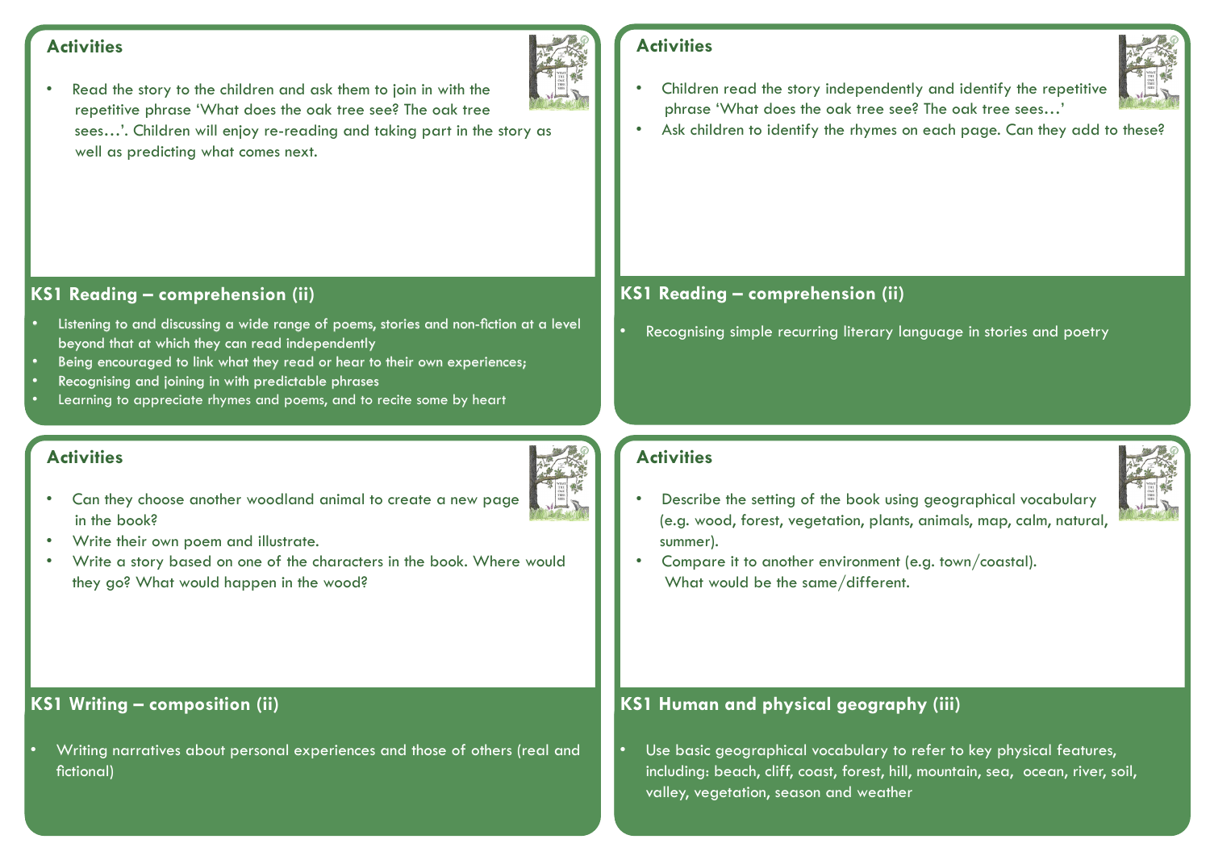## Activities

- Read the story to the children and ask them to join in with the repetitive phrase 'What does the oak tree see? The oak tree sees…'. Children will enjoy re-reading and taking part in the story as well as predicting what comes next.

### KS1 Reading – comprehension (ii)

- Listening to and discussing a wide range of poems, stories and non-fiction at a level beyond that at which they can read independently
- Being encouraged to link what they read or hear to their own experiences;
- Recognising and joining in with predictable phrases
- Learning to appreciate rhymes and poems, and to recite some by heart

## Activities

- Children read the story independently and identify the repetitive phrase 'What does the oak tree see? The oak tree sees…'
- Ask children to identify the rhymes on each page. Can they add to these?

### KS1 Reading – comprehension (ii)

- Recognising simple recurring literary language in stories and poetry

## Activities

- Can they choose another woodland animal to create a new page in the book?
- Write their own poem and illustrate.
- Write a story based on one of the characters in the book. Where would they go? What would happen in the wood?

### KS1 Writing – composition (ii)

- Writing narratives about personal experiences and those of others (real and fictional)

## Activities

- Describe the setting of the book using geographical vocabulary (e.g. wood, forest, vegetation, plants, animals, map, calm, natural, summer).
- Compare it to another environment (e.g. town/coastal). What would be the same/different.

### KS1 Human and physical geography (iii)

- Use basic geographical vocabulary to refer to key physical features, including: beach, cliff, coast, forest, hill, mountain, sea, ocean, river, soil, valley, vegetation, season and weather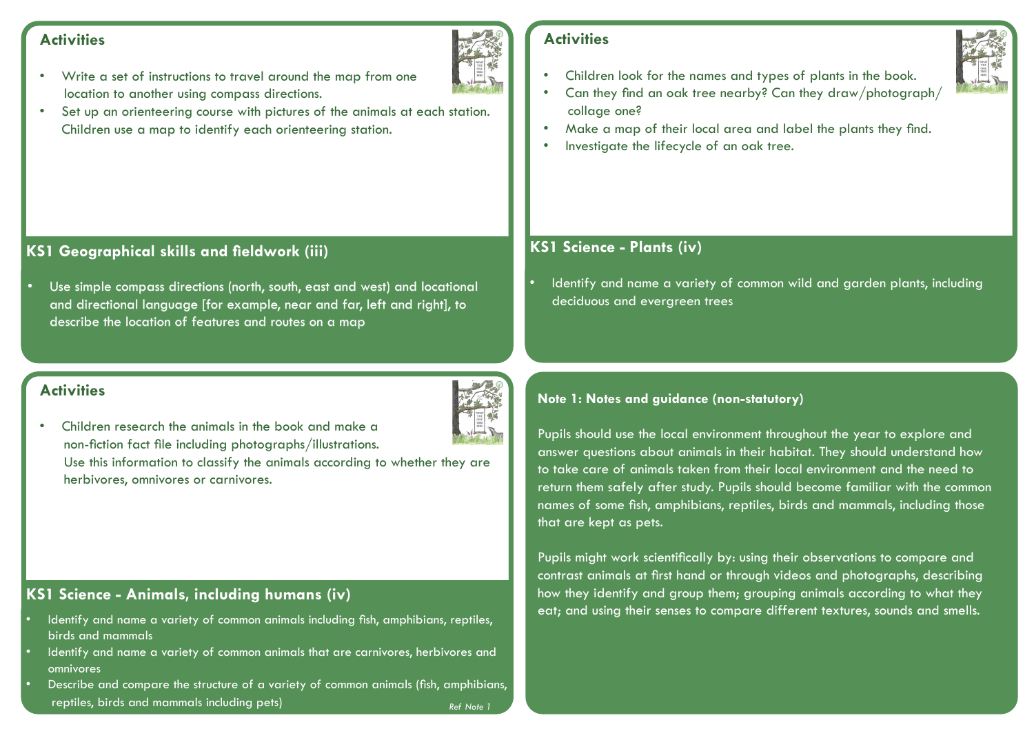## Activities

- Write a set of instructions to travel around the map from one location to another using compass directions.
- Set up an orienteering course with pictures of the animals at each station. Children use a map to identify each orienteering station.

### KS1 Geographical skills and fieldwork (iii)

- Use simple compass directions (north, south, east and west) and locational and directional language [for example, near and far, left and right], to describe the location of features and routes on a map

## Activities

- Children look for the names and types of plants in the book.
- Can they find an oak tree nearby? Can they draw/photograph/ collage one?
- Make a map of their local area and label the plants they find.
- Investigate the lifecycle of an oak tree.

### KS1 Science - Plants (iv)

- Identify and name a variety of common wild and garden plants, including deciduous and evergreen trees

## Activities

- Children research the animals in the book and make a non-fiction fact file including photographs/illustrations. Use this information to classify the animals according to whether they are herbivores, omnivores or carnivores.

### KS1 Science - Animals, including humans (iv)

- Identify and name a variety of common animals including fish, amphibians, reptiles, birds and mammals
- Identify and name a variety of common animals that are carnivores, herbivores and omnivores
- Describe and compare the structure of a variety of common animals (fish, amphibians, reptiles, birds and mammals including pets)

*Ref Note 1*

**Note 1: Notes and guidance (non-statutory)**

Pupils should use the local environment throughout the year to explore and answer questions about animals in their habitat. They should understand how to take care of animals taken from their local environment and the need to return them safely after study. Pupils should become familiar with the common names of some fish, amphibians, reptiles, birds and mammals, including those that are kept as pets.

Pupils might work scientifically by: using their observations to compare and contrast animals at first hand or through videos and photographs, describing how they identify and group them; grouping animals according to what they eat; and using their senses to compare different textures, sounds and smells.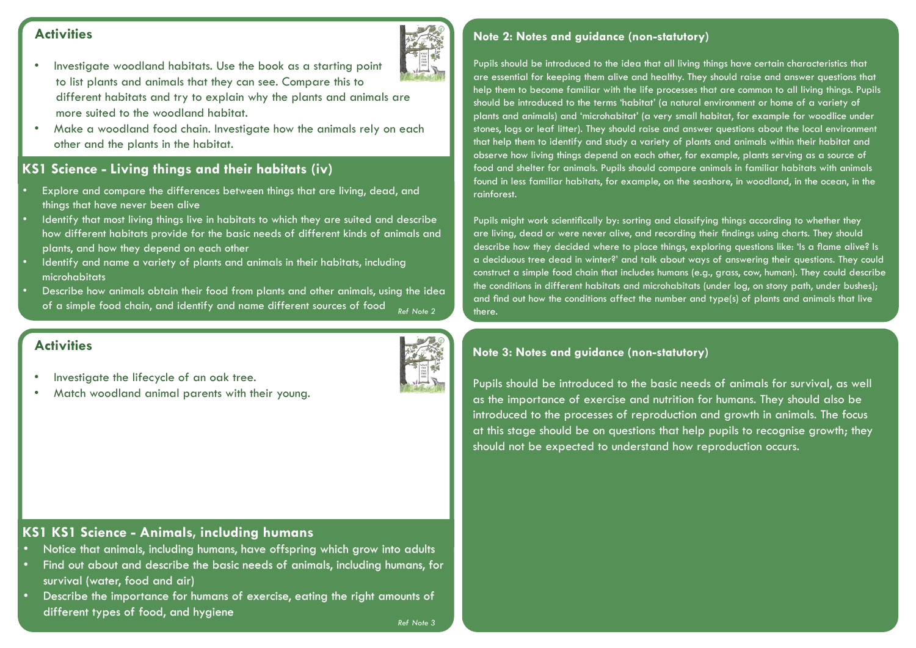## Activities

- Investigate woodland habitats. Use the book as a starting point to list plants and animals that they can see. Compare this to different habitats and try to explain why the plants and animals are more suited to the woodland habitat.
- Make a woodland food chain. Investigate how the animals rely on each other and the plants in the habitat.

## KS1 Science - Living things and their habitats (iv)

- Explore and compare the differences between things that are living, dead, and things that have never been alive
- Identify that most living things live in habitats to which they are suited and describe how different habitats provide for the basic needs of different kinds of animals and plants, and how they depend on each other
- Identify and name a variety of plants and animals in their habitats, including microhabitats
- Describe how animals obtain their food from plants and other animals, using the idea of a simple food chain, and identify and name different sources of food

*Ref Note 2*

## Activities

- Investigate the lifecycle of an oak tree.
- Match woodland animal parents with their young.

## KS1 KS1 Science - Animals, including humans

- Notice that animals, including humans, have offspring which grow into adults
- Find out about and describe the basic needs of animals, including humans, for survival (water, food and air)
- Describe the importance for humans of exercise, eating the right amounts of different types of food, and hygiene

*Ref Note 3*

### Note 2: Notes and guidance (non-statutory)

Pupils should be introduced to the idea that all living things have certain characteristics that are essential for keeping them alive and healthy. They should raise and answer questions that help them to become familiar with the life processes that are common to all living things. Pupils should be introduced to the terms 'habitat' (a natural environment or home of a variety of plants and animals) and 'microhabitat' (a very small habitat, for example for woodlice under stones, logs or leaf litter). They should raise and answer questions about the local environment that help them to identify and study a variety of plants and animals within their habitat and observe how living things depend on each other, for example, plants serving as a source of food and shelter for animals. Pupils should compare animals in familiar habitats with animals found in less familiar habitats, for example, on the seashore, in woodland, in the ocean, in the rainforest.

Pupils might work scientifically by: sorting and classifying things according to whether they are living, dead or were never alive, and recording their findings using charts. They should describe how they decided where to place things, exploring questions like: 'Is a flame alive? Is a deciduous tree dead in winter?' and talk about ways of answering their questions. They could construct a simple food chain that includes humans (e.g., grass, cow, human). They could describe the conditions in different habitats and microhabitats (under log, on stony path, under bushes); and find out how the conditions affect the number and type(s) of plants and animals that live there.

### Note 3: Notes and guidance (non-statutory)

Pupils should be introduced to the basic needs of animals for survival, as well as the importance of exercise and nutrition for humans. They should also be introduced to the processes of reproduction and growth in animals. The focus at this stage should be on questions that help pupils to recognise growth; they should not be expected to understand how reproduction occurs.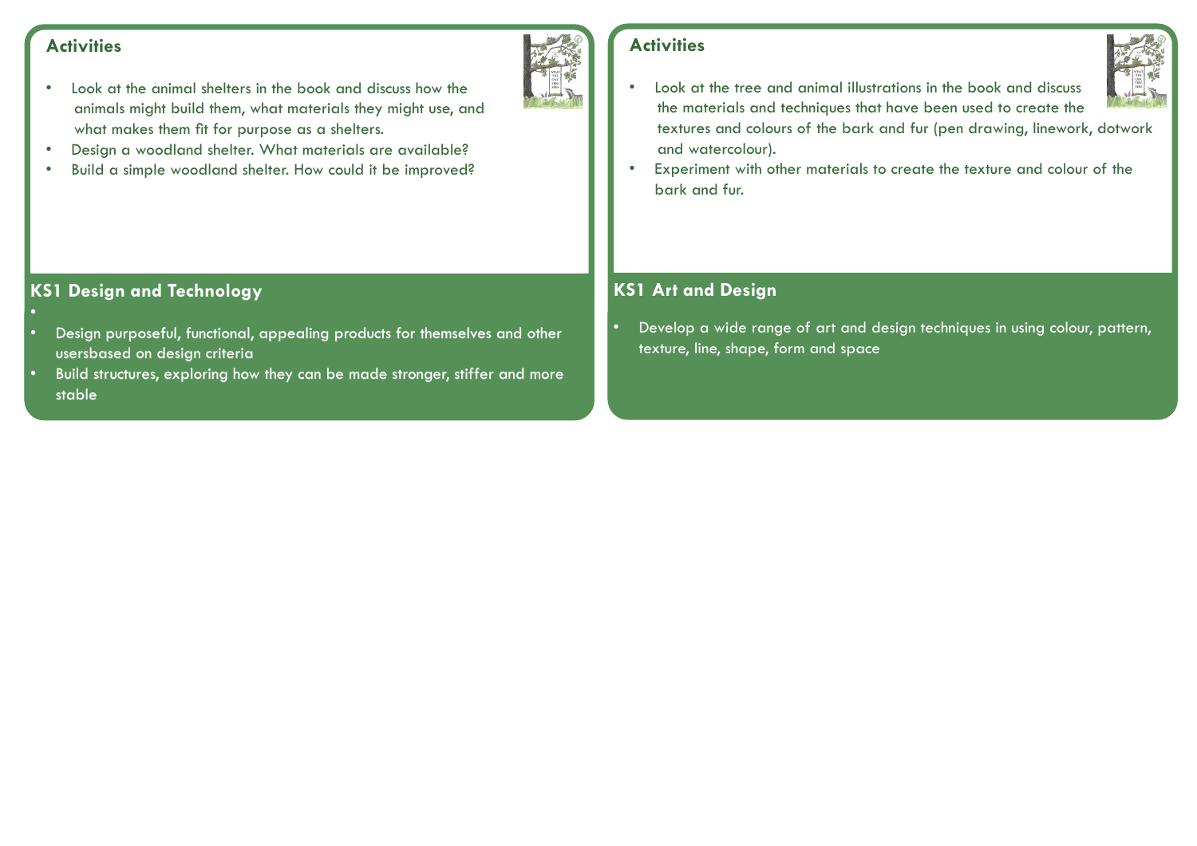## Activities

- Look at the animal shelters in the book and discuss how the animals might build them, what materials they might use, and what makes them fit for purpose as a shelters.
- Design a woodland shelter. What materials are available?
- Build a simple woodland shelter. How could it be improved?

## KS1 Design and Technology

- Design purposeful, functional, appealing products for themselves and other usersbased on design criteria
- Build structures, exploring how they can be made stronger, stiffer and more stable

## Activities

- Look at the tree and animal illustrations in the book and discuss the materials and techniques that have been used to create the textures and colours of the bark and fur (pen drawing, linework, dotwork and watercolour).
- Experiment with other materials to create the texture and colour of the bark and fur.

## KS1 Art and Design

- Develop a wide range of art and design techniques in using colour, pattern, texture, line, shape, form and space